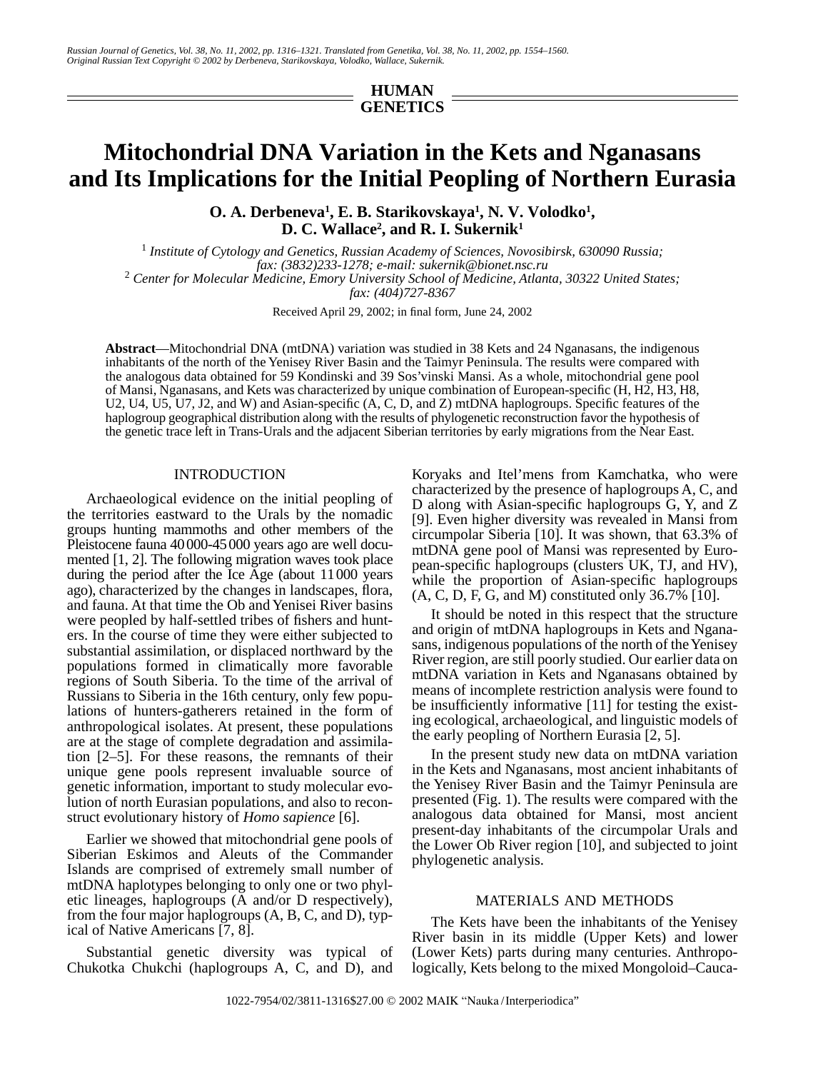HUMAN GENETICS

# Mitochondrial DNA Variation in the Kets and Nganasans and Its Implications for the Initial Peopling of Northern Eurasia

**O. A. Derbeneva[1], E. B. Starikovskaya[1], N. V. Volodko[1], D. C. Wallace[2], and R. I. Sukernik[1]**

[1] *Institute of Cytology and Genetics, Russian Academy of Sciences, Novosibirsk, 630090 Russia; fax: (3832)233-1278; e-mail: sukernik@bionet.nsc.ru*

[2] *Center for Molecular Medicine, Emory University School of Medicine, Atlanta, 30322 United States; fax: (404)727-8367*

Received April 29, 2002; in final form, June 24, 2002

**Abstract**—Mitochondrial DNA (mtDNA) variation was studied in 38 Kets and 24 Nganasans, the indigenous inhabitants of the north of the Yenisey River Basin and the Taimyr Peninsula. The results were compared with the analogous data obtained for 59 Kondinski and 39 Sos'vinski Mansi. As a whole, mitochondrial gene pool of Mansi, Nganasans, and Kets was characterized by unique combination of European-specific (H, H2, H3, H8, U2, U4, U5, U7, J2, and W) and Asian-specific (A, C, D, and Z) mtDNA haplogroups. Specific features of the haplogroup geographical distribution along with the results of phylogenetic reconstruction favor the hypothesis of the genetic trace left in Trans-Urals and the adjacent Siberian territories by early migrations from the Near East.

## INTRODUCTION

Archaeological evidence on the initial peopling of the territories eastward to the Urals by the nomadic groups hunting mammoths and other members of the Pleistocene fauna 40 000-45 000 years ago are well documented [1, 2]. The following migration waves took place during the period after the Ice Age (about 11 000 years ago), characterized by the changes in landscapes, flora, and fauna. At that time the Ob and Yenisei River basins were peopled by half-settled tribes of fishers and hunters. In the course of time they were either subjected to substantial assimilation, or displaced northward by the populations formed in climatically more favorable regions of South Siberia. To the time of the arrival of Russians to Siberia in the 16th century, only few populations of hunters-gatherers retained in the form of anthropological isolates. At present, these populations are at the stage of complete degradation and assimilation [2–5]. For these reasons, the remnants of their unique gene pools represent invaluable source of genetic information, important to study molecular evolution of north Eurasian populations, and also to reconstruct evolutionary history of *Homo sapience* [6].

Earlier we showed that mitochondrial gene pools of Siberian Eskimos and Aleuts of the Commander Islands are comprised of extremely small number of mtDNA haplotypes belonging to only one or two phyletic lineages, haplogroups (A and/or D respectively), from the four major haplogroups (A, B, C, and D), typical of Native Americans [7, 8].

Substantial genetic diversity was typical of Chukotka Chukchi (haplogroups A, C, and D), and Koryaks and Itel'mens from Kamchatka, who were characterized by the presence of haplogroups A, C, and D along with Asian-specific haplogroups G, Y, and Z [9]. Even higher diversity was revealed in Mansi from circumpolar Siberia [10]. It was shown, that 63.3% of mtDNA gene pool of Mansi was represented by European-specific haplogroups (clusters UK, TJ, and HV), while the proportion of Asian-specific haplogroups (A, C, D, F, G, and M) constituted only 36.7% [10].

It should be noted in this respect that the structure and origin of mtDNA haplogroups in Kets and Nganasans, indigenous populations of the north of the Yenisey River region, are still poorly studied. Our earlier data on mtDNA variation in Kets and Nganasans obtained by means of incomplete restriction analysis were found to be insufficiently informative [11] for testing the existing ecological, archaeological, and linguistic models of the early peopling of Northern Eurasia [2, 5].

In the present study new data on mtDNA variation in the Kets and Nganasans, most ancient inhabitants of the Yenisey River Basin and the Taimyr Peninsula are presented (Fig. 1). The results were compared with the analogous data obtained for Mansi, most ancient present-day inhabitants of the circumpolar Urals and the Lower Ob River region [10], and subjected to joint phylogenetic analysis.

## MATERIALS AND METHODS

The Kets have been the inhabitants of the Yenisey River basin in its middle (Upper Kets) and lower (Lower Kets) parts during many centuries. Anthropologically, Kets belong to the mixed Mongoloid–Cauca-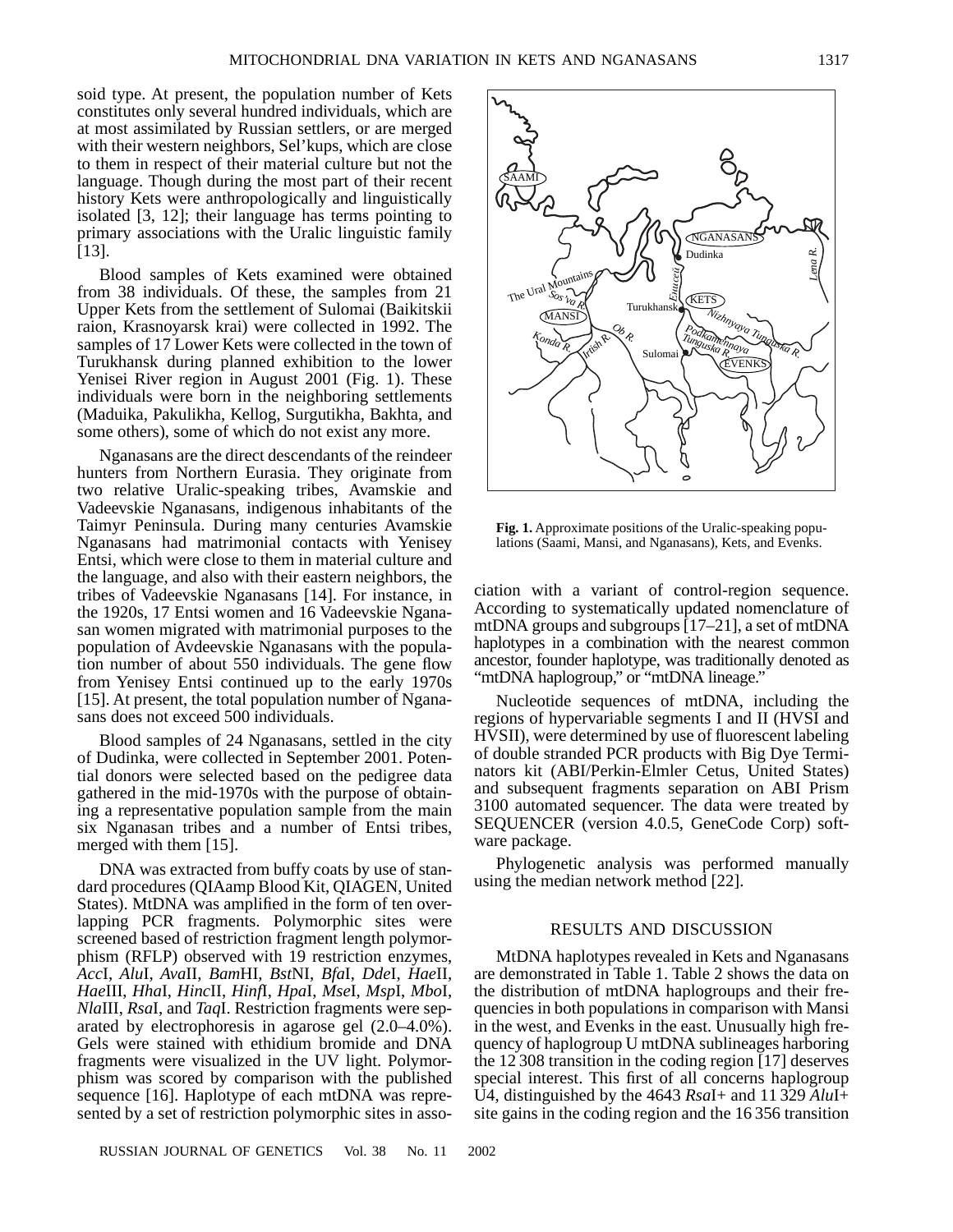soid type. At present, the population number of Kets constitutes only several hundred individuals, which are at most assimilated by Russian settlers, or are merged with their western neighbors, Sel'kups, which are close to them in respect of their material culture but not the language. Though during the most part of their recent history Kets were anthropologically and linguistically isolated [3, 12]; their language has terms pointing to primary associations with the Uralic linguistic family [13].

Blood samples of Kets examined were obtained from 38 individuals. Of these, the samples from 21 Upper Kets from the settlement of Sulomai (Baikitskii raion, Krasnoyarsk krai) were collected in 1992. The samples of 17 Lower Kets were collected in the town of Turukhansk during planned exhibition to the lower Yenisei River region in August 2001 (Fig. 1). These individuals were born in the neighboring settlements (Maduika, Pakulikha, Kellog, Surgutikha, Bakhta, and some others), some of which do not exist any more.

Nganasans are the direct descendants of the reindeer hunters from Northern Eurasia. They originate from two relative Uralic-speaking tribes, Avamskie and Vadeevskie Nganasans, indigenous inhabitants of the Taimyr Peninsula. During many centuries Avamskie Nganasans had matrimonial contacts with Yenisey Entsi, which were close to them in material culture and the language, and also with their eastern neighbors, the tribes of Vadeevskie Nganasans [14]. For instance, in the 1920s, 17 Entsi women and 16 Vadeevskie Nganasan women migrated with matrimonial purposes to the population of Avdeevskie Nganasans with the population number of about 550 individuals. The gene flow from Yenisey Entsi continued up to the early 1970s [15]. At present, the total population number of Nganasans does not exceed 500 individuals.

Blood samples of 24 Nganasans, settled in the city of Dudinka, were collected in September 2001. Potential donors were selected based on the pedigree data gathered in the mid-1970s with the purpose of obtaining a representative population sample from the main six Nganasan tribes and a number of Entsi tribes, merged with them [15].

DNA was extracted from buffy coats by use of standard procedures (QIAamp Blood Kit, QIAGEN, United States). MtDNA was amplified in the form of ten overlapping PCR fragments. Polymorphic sites were screened based of restriction fragment length polymorphism (RFLP) observed with 19 restriction enzymes, *Acc*I, *Alu*I, *Ava*II, *Bam*HI, *Bst*NI, *Bfa*I, *Dde*I, *Hae*II, *Hae*III, *Hha*I, *Hinc*II, *Hinf*I, *Hpa*I, *Mse*I, *Msp*I, *Mbo*I, *Nla*III, *Rsa*I, and *Taq*I. Restriction fragments were separated by electrophoresis in agarose gel (2.0–4.0%). Gels were stained with ethidium bromide and DNA fragments were visualized in the UV light. Polymorphism was scored by comparison with the published sequence [16]. Haplotype of each mtDNA was represented by a set of restriction polymorphic sites in association with a variant of control-region sequence. According to systematically updated nomenclature of mtDNA groups and subgroups [17–21], a set of mtDNA haplotypes in a combination with the nearest common ancestor, founder haplotype, was traditionally denoted as "mtDNA haplogroup," or "mtDNA lineage."

**Fig. 1.** Approximate positions of the Uralic-speaking populations (Saami, Mansi, and Nganasans), Kets, and Evenks.

Nucleotide sequences of mtDNA, including the regions of hypervariable segments I and II (HVSI and HVSII), were determined by use of fluorescent labeling of double stranded PCR products with Big Dye Terminators kit (ABI/Perkin-Elmler Cetus, United States) and subsequent fragments separation on ABI Prism 3100 automated sequencer. The data were treated by SEQUENCER (version 4.0.5, GeneCode Corp) software package.

Phylogenetic analysis was performed manually using the median network method [22].

## RESULTS AND DISCUSSION

MtDNA haplotypes revealed in Kets and Nganasans are demonstrated in Table 1. Table 2 shows the data on the distribution of mtDNA haplogroups and their frequencies in both populations in comparison with Mansi in the west, and Evenks in the east. Unusually high frequency of haplogroup U mtDNA sublineages harboring the 12 308 transition in the coding region [17] deserves special interest. This first of all concerns haplogroup U4, distinguished by the 4643 *Rsa*I+ and 11 329 *Alu*I+ site gains in the coding region and the 16 356 transition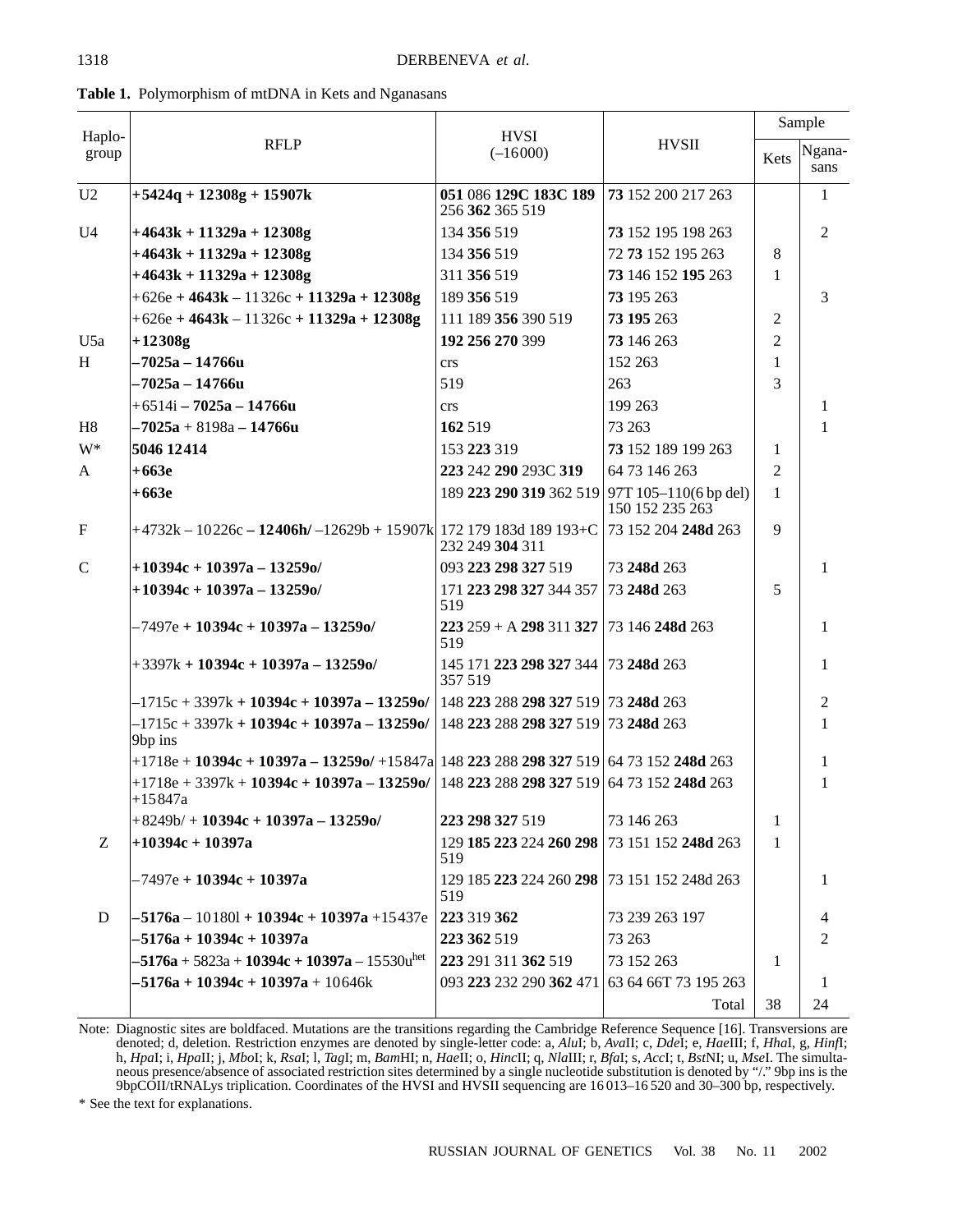**Table 1.** Polymorphism of mtDNA in Kets and Nganasans

| Haplo-group | RFLP | HVSI (–16000) | HVSII | Sample | |
|---|---|---|---|---|---|
| | | | | Kets | Nganasans |
| U2 | **+5424q + 12308g + 15907k** | **051** 086 **129C 183C 189** 256 **362** 365 519 | **73** 152 200 217 263 | | 1 |
| U4 | **+4643k + 11329a + 12308g** | 134 **356** 519 | **73** 152 195 198 263 | | 2 |
| | **+4643k + 11329a + 12308g** | 134 **356** 519 | 72 **73** 152 195 263 | 8 | |
| | **+4643k + 11329a + 12308g** | 311 **356** 519 | **73** 146 152 **195** 263 | 1 | |
| | +626e **+ 4643k** – 11326c **+ 11329a + 12308g** | 189 **356** 519 | **73** 195 263 | | 3 |
| | +626e **+ 4643k** – 11326c **+ 11329a + 12308g** | 111 189 **356** 390 519 | **73 195** 263 | 2 | |
| U5a | **+12308g** | **192 256 270** 399 | **73** 146 263 | 2 | |
| H | **–7025a – 14766u** | crs | 152 263 | 1 | |
| | **–7025a – 14766u** | 519 | 263 | 3 | |
| | +6514i **– 7025a – 14766u** | crs | 199 263 | | 1 |
| H8 | **–7025a** + 8198a **– 14766u** | **162** 519 | 73 263 | | 1 |
| W* | **5046 12414** | 153 **223** 319 | **73** 152 189 199 263 | 1 | |
| A | **+663e** | **223** 242 **290** 293C **319** | 64 73 146 263 | 2 | |
| | **+663e** | 189 **223 290 319** 362 519 | 97T 105–110(6 bp del) 150 152 235 263 | 1 | |
| F | +4732k – 10226c **– 12406h/** –12629b + 15907k | 172 179 183d 189 193+C 232 249 **304** 311 | 73 152 204 **248d** 263 | 9 | |
| C | **+10394c + 10397a – 13259o/** | 093 **223 298 327** 519 | 73 **248d** 263 | | 1 |
| | **+10394c + 10397a – 13259o/** | 171 **223 298 327** 344 357 519 | 73 **248d** 263 | 5 | |
| | –7497e **+ 10394c + 10397a – 13259o/** | **223** 259 + A **298** 311 **327** 519 | 73 146 **248d** 263 | | 1 |
| | +3397k **+ 10394c + 10397a – 13259o/** | 145 171 **223 298 327** 344 357 519 | 73 **248d** 263 | | 1 |
| | –1715c + 3397k **+ 10394c + 10397a – 13259o/** | 148 **223** 288 **298 327** 519 | 73 **248d** 263 | | 2 |
| | –1715c + 3397k **+ 10394c + 10397a – 13259o/** 9bp ins | 148 **223** 288 **298 327** 519 | 73 **248d** 263 | | 1 |
| | +1718e + **10394c + 10397a – 13259o/** +15847a | 148 **223** 288 **298 327** 519 | 64 73 152 **248d** 263 | | 1 |
| | +1718e + 3397k + **10394c + 10397a – 13259o/** +15847a | 148 **223** 288 **298 327** 519 | 64 73 152 **248d** 263 | | 1 |
| | +8249b/ + **10394c + 10397a – 13259o/** | **223 298 327** 519 | 73 146 263 | 1 | |
| Z | **+10394c + 10397a** | 129 **185 223** 224 **260 298** 519 | 73 151 152 **248d** 263 | 1 | |
| | –7497e **+ 10394c + 10397a** | 129 185 **223** 224 260 **298** 519 | 73 151 152 248d 263 | | 1 |
| D | **–5176a** – 10180l **+ 10394c + 10397a** +15437e | **223** 319 **362** | 73 239 263 197 | | 4 |
| | **–5176a + 10394c + 10397a** | **223 362** 519 | 73 263 | | 2 |
| | **–5176a** + 5823a + **10394c + 10397a** – 15530u[het] | **223** 291 311 **362** 519 | 73 152 263 | 1 | |
| | **–5176a + 10394c + 10397a** + 10646k | 093 **223** 232 290 **362** 471 | 63 64 66T 73 195 263 | | 1 |
| | | | Total | 38 | 24 |

Note: Diagnostic sites are boldfaced. Mutations are the transitions regarding the Cambridge Reference Sequence [16]. Transversions are denoted; d, deletion. Restriction enzymes are denoted by single-letter code: a, *Alu*I; b, *Ava*II; c, *Dde*I; e, *Hae*III; f, *Hha*I, g, *Hinf*I; h, *Hpa*I; i, *Hpa*II; j, *Mbo*I; k, *Rsa*I; l, *Tag*I; m, *Bam*HI; n, *Hae*II; o, *Hinc*II; q, *Nla*III; r, *Bfa*I; s, *Acc*I; t, *Bst*NI; u, *Mse*I. The simultaneous presence/absence of associated restriction sites determined by a single nucleotide substitution is denoted by "/." 9bp ins is the 9bpCOII/tRNALys triplication. Coordinates of the HVSI and HVSII sequencing are 16 013–16 520 and 30–300 bp, respectively.

\* See the text for explanations.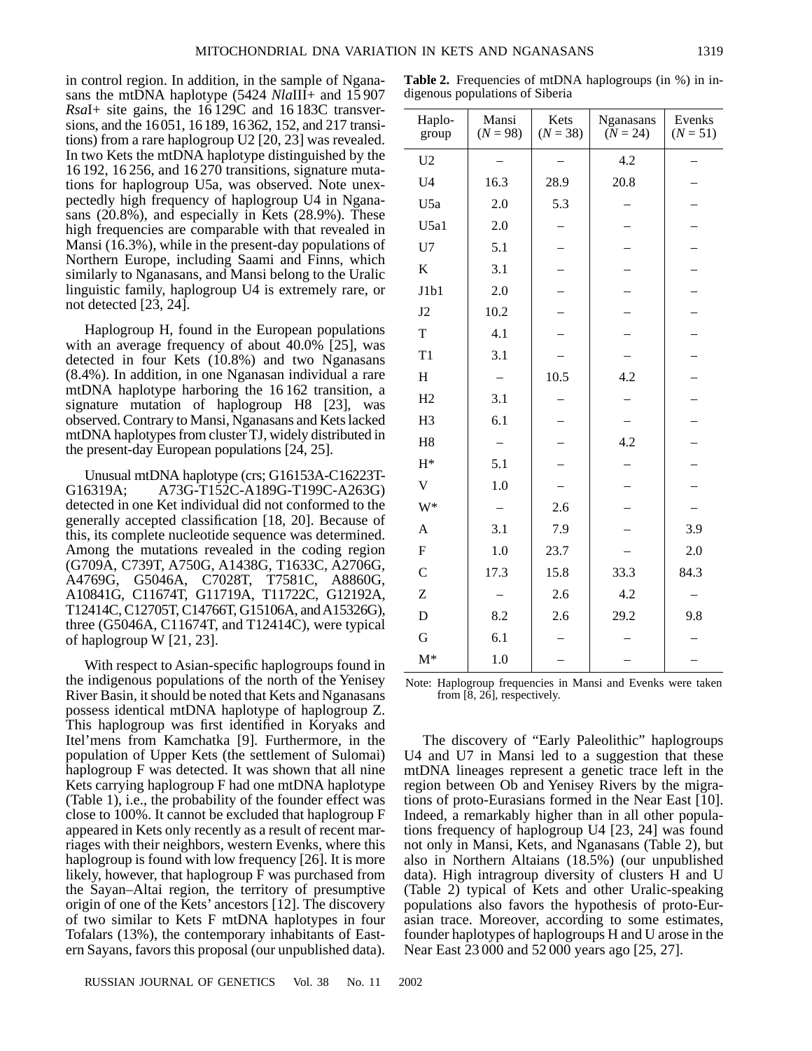in control region. In addition, in the sample of Nganasans the mtDNA haplotype (5424 *Nla*III+ and 15 907 *Rsa*I+ site gains, the 16 129C and 16 183C transversions, and the 16 051, 16 189, 16 362, 152, and 217 transitions) from a rare haplogroup U2 [20, 23] was revealed. In two Kets the mtDNA haplotype distinguished by the 16 192, 16 256, and 16 270 transitions, signature mutations for haplogroup U5a, was observed. Note unexpectedly high frequency of haplogroup U4 in Nganasans (20.8%), and especially in Kets (28.9%). These high frequencies are comparable with that revealed in Mansi (16.3%), while in the present-day populations of Northern Europe, including Saami and Finns, which similarly to Nganasans, and Mansi belong to the Uralic linguistic family, haplogroup U4 is extremely rare, or not detected [23, 24].

Haplogroup H, found in the European populations with an average frequency of about 40.0% [25], was detected in four Kets (10.8%) and two Nganasans (8.4%). In addition, in one Nganasan individual a rare mtDNA haplotype harboring the 16 162 transition, a signature mutation of haplogroup H8 [23], was observed. Contrary to Mansi, Nganasans and Kets lacked mtDNA haplotypes from cluster TJ, widely distributed in the present-day European populations [24, 25].

Unusual mtDNA haplotype (crs; G16153A-C16223T-G16319A; A73G-T152C-A189G-T199C-A263G) detected in one Ket individual did not conformed to the generally accepted classification [18, 20]. Because of this, its complete nucleotide sequence was determined. Among the mutations revealed in the coding region (G709A, C739T, A750G, A1438G, T1633C, A2706G, A4769G, G5046A, C7028T, T7581C, A8860G, A10841G, C11674T, G11719A, T11722C, G12192A, T12414C, C12705T, C14766T, G15106A, and A15326G), three (G5046A, C11674T, and T12414C), were typical of haplogroup W [21, 23].

With respect to Asian-specific haplogroups found in the indigenous populations of the north of the Yenisey River Basin, it should be noted that Kets and Nganasans possess identical mtDNA haplotype of haplogroup Z. This haplogroup was first identified in Koryaks and Itel'mens from Kamchatka [9]. Furthermore, in the population of Upper Kets (the settlement of Sulomai) haplogroup F was detected. It was shown that all nine Kets carrying haplogroup F had one mtDNA haplotype (Table 1), i.e., the probability of the founder effect was close to 100%. It cannot be excluded that haplogroup F appeared in Kets only recently as a result of recent marriages with their neighbors, western Evenks, where this haplogroup is found with low frequency [26]. It is more likely, however, that haplogroup F was purchased from the Sayan–Altai region, the territory of presumptive origin of one of the Kets' ancestors [12]. The discovery of two similar to Kets F mtDNA haplotypes in four Tofalars (13%), the contemporary inhabitants of Eastern Sayans, favors this proposal (our unpublished data).

**Table 2.** Frequencies of mtDNA haplogroups (in %) in indigenous populations of Siberia

| Haplo-group | Mansi ($N = 98$) | Kets ($N = 38$) | Nganasans ($N = 24$) | Evenks ($N = 51$) |
|---|---|---|---|---|
| U2 | – | – | 4.2 | – |
| U4 | 16.3 | 28.9 | 20.8 | – |
| U5a | 2.0 | 5.3 | – | – |
| U5a1 | 2.0 | – | – | – |
| U7 | 5.1 | – | – | – |
| K | 3.1 | – | – | – |
| J1b1 | 2.0 | – | – | – |
| J2 | 10.2 | – | – | – |
| T | 4.1 | – | – | – |
| T1 | 3.1 | – | – | – |
| H | – | 10.5 | 4.2 | – |
| H2 | 3.1 | – | – | – |
| H3 | 6.1 | – | – | – |
| H8 | – | – | 4.2 | – |
| H* | 5.1 | – | – | – |
| V | 1.0 | – | – | – |
| W* | – | 2.6 | – | – |
| A | 3.1 | 7.9 | – | 3.9 |
| F | 1.0 | 23.7 | – | 2.0 |
| C | 17.3 | 15.8 | 33.3 | 84.3 |
| Z | – | 2.6 | 4.2 | – |
| D | 8.2 | 2.6 | 29.2 | 9.8 |
| G | 6.1 | – | – | – |
| M* | 1.0 | – | – | – |

Note: Haplogroup frequencies in Mansi and Evenks were taken from [8, 26], respectively.

The discovery of "Early Paleolithic" haplogroups U4 and U7 in Mansi led to a suggestion that these mtDNA lineages represent a genetic trace left in the region between Ob and Yenisey Rivers by the migrations of proto-Eurasians formed in the Near East [10]. Indeed, a remarkably higher than in all other populations frequency of haplogroup U4 [23, 24] was found not only in Mansi, Kets, and Nganasans (Table 2), but also in Northern Altaians (18.5%) (our unpublished data). High intragroup diversity of clusters H and U (Table 2) typical of Kets and other Uralic-speaking populations also favors the hypothesis of proto-Eurasian trace. Moreover, according to some estimates, founder haplotypes of haplogroups H and U arose in the Near East 23 000 and 52 000 years ago [25, 27].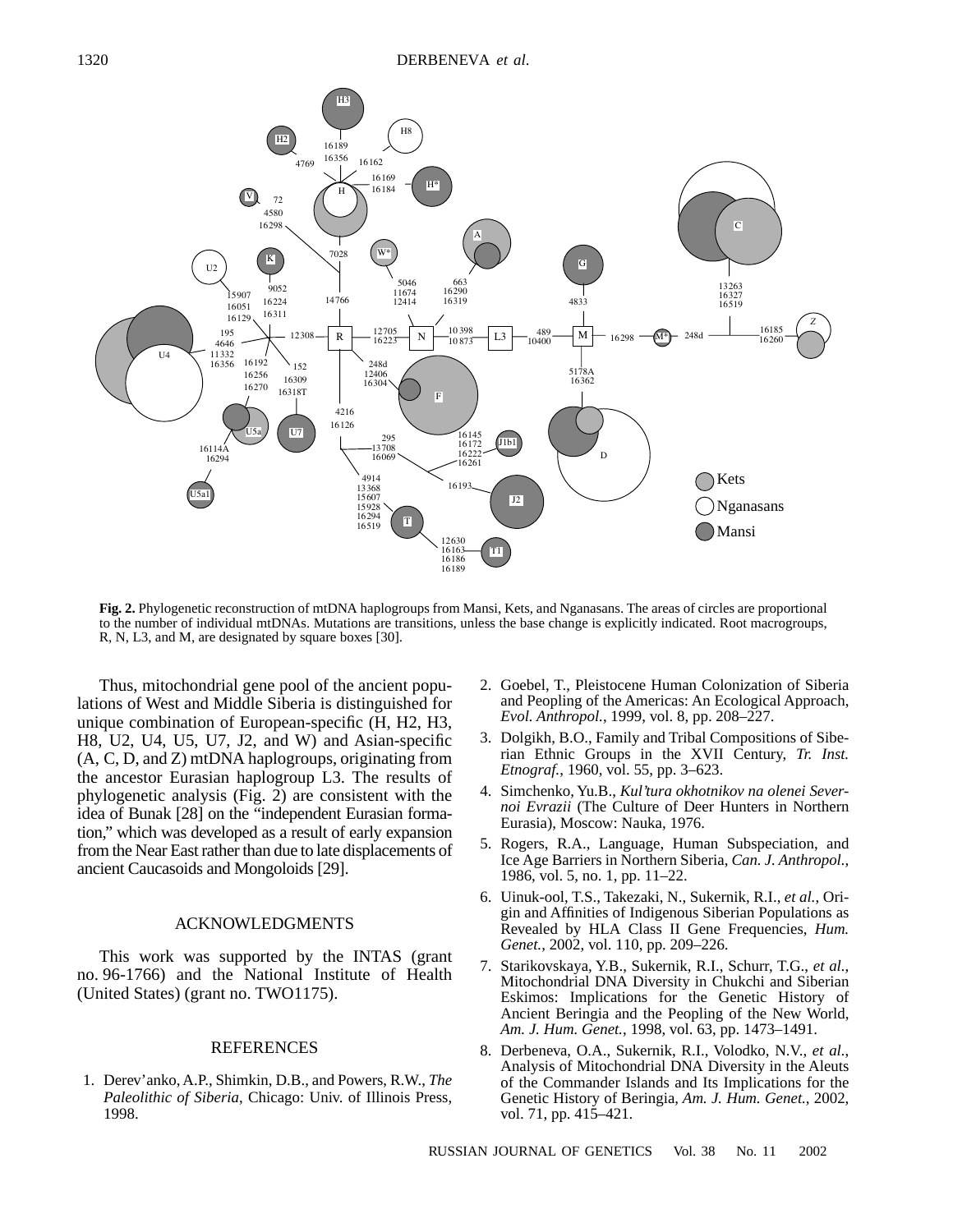**Fig. 2.** Phylogenetic reconstruction of mtDNA haplogroups from Mansi, Kets, and Nganasans. The areas of circles are proportional to the number of individual mtDNAs. Mutations are transitions, unless the base change is explicitly indicated. Root macrogroups, R, N, L3, and M, are designated by square boxes [30].

Thus, mitochondrial gene pool of the ancient populations of West and Middle Siberia is distinguished for unique combination of European-specific (H, H2, H3, H8, U2, U4, U5, U7, J2, and W) and Asian-specific (A, C, D, and Z) mtDNA haplogroups, originating from the ancestor Eurasian haplogroup L3. The results of phylogenetic analysis (Fig. 2) are consistent with the idea of Bunak [28] on the "independent Eurasian formation," which was developed as a result of early expansion from the Near East rather than due to late displacements of ancient Caucasoids and Mongoloids [29].

## ACKNOWLEDGMENTS

This work was supported by the INTAS (grant no. 96-1766) and the National Institute of Health (United States) (grant no. TWO1175).

## REFERENCES

1. Derev'anko, A.P., Shimkin, D.B., and Powers, R.W., *The Paleolithic of Siberia*, Chicago: Univ. of Illinois Press, 1998.
2. Goebel, T., Pleistocene Human Colonization of Siberia and Peopling of the Americas: An Ecological Approach, *Evol. Anthropol.*, 1999, vol. 8, pp. 208–227.
3. Dolgikh, B.O., Family and Tribal Compositions of Siberian Ethnic Groups in the XVII Century, *Tr. Inst. Etnograf.*, 1960, vol. 55, pp. 3–623.
4. Simchenko, Yu.B., *Kul'tura okhotnikov na olenei Severnoi Evrazii* (The Culture of Deer Hunters in Northern Eurasia), Moscow: Nauka, 1976.
5. Rogers, R.A., Language, Human Subspeciation, and Ice Age Barriers in Northern Siberia, *Can. J. Anthropol.*, 1986, vol. 5, no. 1, pp. 11–22.
6. Uinuk-ool, T.S., Takezaki, N., Sukernik, R.I., *et al.*, Origin and Affinities of Indigenous Siberian Populations as Revealed by HLA Class II Gene Frequencies, *Hum. Genet.*, 2002, vol. 110, pp. 209–226.
7. Starikovskaya, Y.B., Sukernik, R.I., Schurr, T.G., *et al.*, Mitochondrial DNA Diversity in Chukchi and Siberian Eskimos: Implications for the Genetic History of Ancient Beringia and the Peopling of the New World, *Am. J. Hum. Genet.*, 1998, vol. 63, pp. 1473–1491.
8. Derbeneva, O.A., Sukernik, R.I., Volodko, N.V., *et al.*, Analysis of Mitochondrial DNA Diversity in the Aleuts of the Commander Islands and Its Implications for the Genetic History of Beringia, *Am. J. Hum. Genet.*, 2002, vol. 71, pp. 415–421.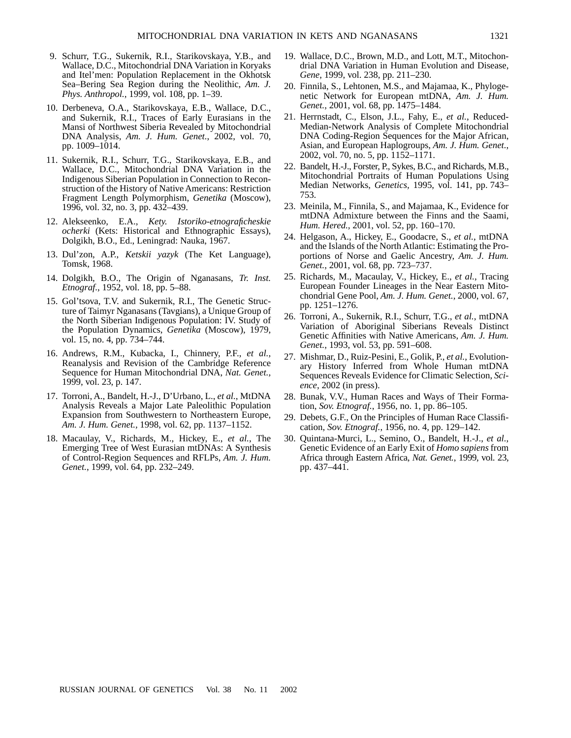9. Schurr, T.G., Sukernik, R.I., Starikovskaya, Y.B., and Wallace, D.C., Mitochondrial DNA Variation in Koryaks and Itel'men: Population Replacement in the Okhotsk Sea–Bering Sea Region during the Neolithic, *Am. J. Phys. Anthropol.*, 1999, vol. 108, pp. 1–39.
10. Derbeneva, O.A., Starikovskaya, E.B., Wallace, D.C., and Sukernik, R.I., Traces of Early Eurasians in the Mansi of Northwest Siberia Revealed by Mitochondrial DNA Analysis, *Am. J. Hum. Genet.*, 2002, vol. 70, pp. 1009–1014.
11. Sukernik, R.I., Schurr, T.G., Starikovskaya, E.B., and Wallace, D.C., Mitochondrial DNA Variation in the Indigenous Siberian Population in Connection to Reconstruction of the History of Native Americans: Restriction Fragment Length Polymorphism, *Genetika* (Moscow), 1996, vol. 32, no. 3, pp. 432–439.
12. Alekseenko, E.A., *Kety. Istoriko-etnograficheskie ocherki* (Kets: Historical and Ethnographic Essays), Dolgikh, B.O., Ed., Leningrad: Nauka, 1967.
13. Dul'zon, A.P., *Ketskii yazyk* (The Ket Language), Tomsk, 1968.
14. Dolgikh, B.O., The Origin of Nganasans, *Tr. Inst. Etnograf.*, 1952, vol. 18, pp. 5–88.
15. Gol'tsova, T.V. and Sukernik, R.I., The Genetic Structure of Taimyr Nganasans (Tavgians), a Unique Group of the North Siberian Indigenous Population: IV. Study of the Population Dynamics, *Genetika* (Moscow), 1979, vol. 15, no. 4, pp. 734–744.
16. Andrews, R.M., Kubacka, I., Chinnery, P.F., *et al.*, Reanalysis and Revision of the Cambridge Reference Sequence for Human Mitochondrial DNA, *Nat. Genet.*, 1999, vol. 23, p. 147.
17. Torroni, A., Bandelt, H.-J., D'Urbano, L., *et al.*, MtDNA Analysis Reveals a Major Late Paleolithic Population Expansion from Southwestern to Northeastern Europe, *Am. J. Hum. Genet.*, 1998, vol. 62, pp. 1137–1152.
18. Macaulay, V., Richards, M., Hickey, E., *et al.*, The Emerging Tree of West Eurasian mtDNAs: A Synthesis of Control-Region Sequences and RFLPs, *Am. J. Hum. Genet.*, 1999, vol. 64, pp. 232–249.
19. Wallace, D.C., Brown, M.D., and Lott, M.T., Mitochondrial DNA Variation in Human Evolution and Disease, *Gene*, 1999, vol. 238, pp. 211–230.
20. Finnila, S., Lehtonen, M.S., and Majamaa, K., Phylogenetic Network for European mtDNA, *Am. J. Hum. Genet.*, 2001, vol. 68, pp. 1475–1484.
21. Herrnstadt, C., Elson, J.L., Fahy, E., *et al.*, Reduced-Median-Network Analysis of Complete Mitochondrial DNA Coding-Region Sequences for the Major African, Asian, and European Haplogroups, *Am. J. Hum. Genet.*, 2002, vol. 70, no. 5, pp. 1152–1171.
22. Bandelt, H.-J., Forster, P., Sykes, B.C., and Richards, M.B., Mitochondrial Portraits of Human Populations Using Median Networks, *Genetics*, 1995, vol. 141, pp. 743–753.
23. Meinila, M., Finnila, S., and Majamaa, K., Evidence for mtDNA Admixture between the Finns and the Saami, *Hum. Hered.*, 2001, vol. 52, pp. 160–170.
24. Helgason, A., Hickey, E., Goodacre, S., *et al.*, mtDNA and the Islands of the North Atlantic: Estimating the Proportions of Norse and Gaelic Ancestry, *Am. J. Hum. Genet.*, 2001, vol. 68, pp. 723–737.
25. Richards, M., Macaulay, V., Hickey, E., *et al.*, Tracing European Founder Lineages in the Near Eastern Mitochondrial Gene Pool, *Am. J. Hum. Genet.*, 2000, vol. 67, pp. 1251–1276.
26. Torroni, A., Sukernik, R.I., Schurr, T.G., *et al.*, mtDNA Variation of Aboriginal Siberians Reveals Distinct Genetic Affinities with Native Americans, *Am. J. Hum. Genet.*, 1993, vol. 53, pp. 591–608.
27. Mishmar, D., Ruiz-Pesini, E., Golik, P., *et al.*, Evolutionary History Inferred from Whole Human mtDNA Sequences Reveals Evidence for Climatic Selection, *Science*, 2002 (in press).
28. Bunak, V.V., Human Races and Ways of Their Formation, *Sov. Etnograf.*, 1956, no. 1, pp. 86–105.
29. Debets, G.F., On the Principles of Human Race Classification, *Sov. Etnograf.*, 1956, no. 4, pp. 129–142.
30. Quintana-Murci, L., Semino, O., Bandelt, H.-J., *et al.*, Genetic Evidence of an Early Exit of *Homo sapiens* from Africa through Eastern Africa, *Nat. Genet.*, 1999, vol. 23, pp. 437–441.